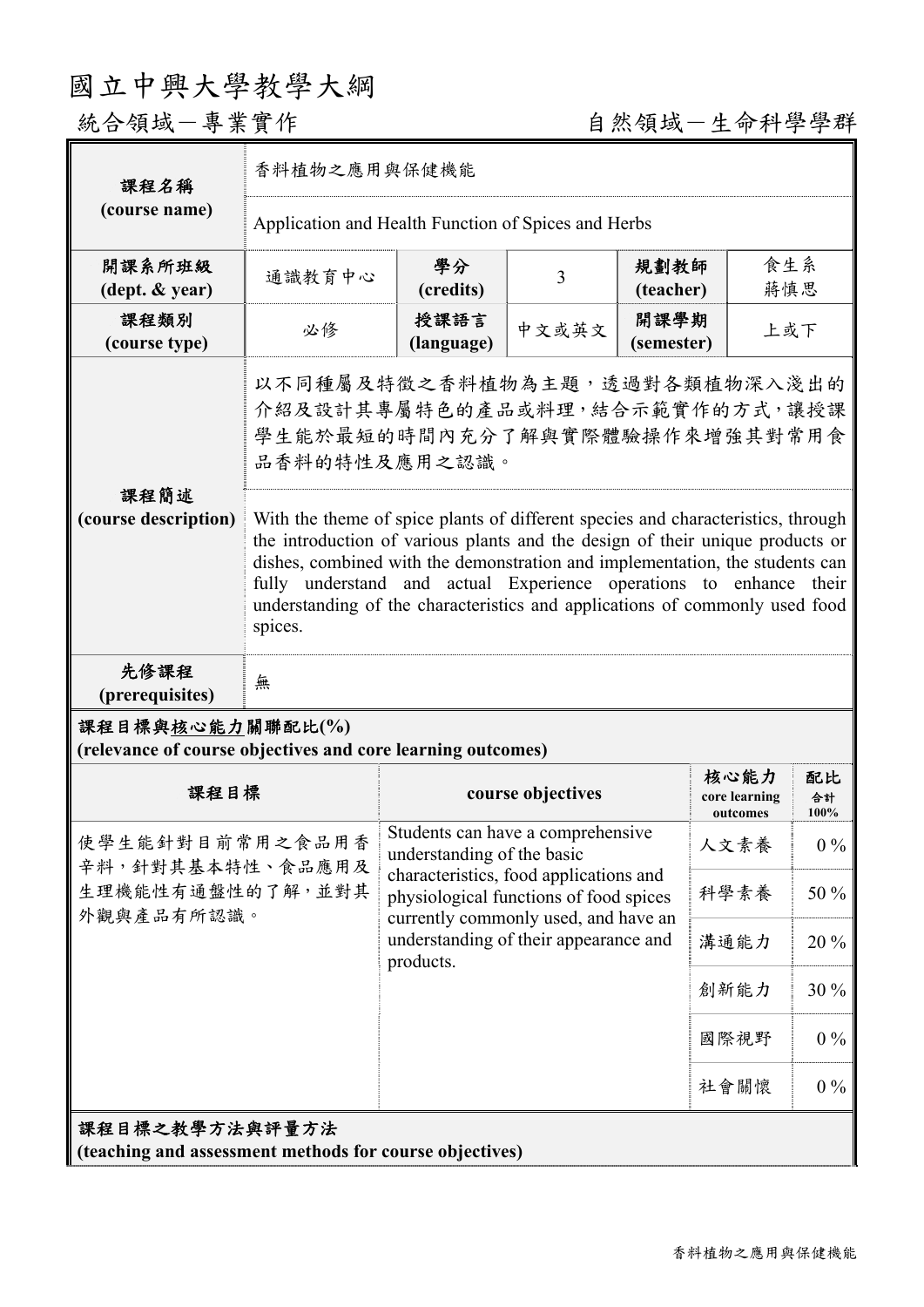# 國立中興大學教學大綱

統合領域－專業實作　　　　　　　　　　自然領域－生命科學學群

| 課程名稱 (course name) | 香料植物之應用與保健機能 | | | | |
|---|---|---|---|---|---|
| | Application and Health Function of Spices and Herbs | | | | |
| 開課系所班級 (dept. & year) | 通識教育中心 | 學分 (credits) | 3 | 規劃教師 (teacher) | 食生系 蔣慎思 |
| 課程類別 (course type) | 必修 | 授課語言 (language) | 中文或英文 | 開課學期 (semester) | 上或下 |
| 課程簡述 (course description) | 以不同種屬及特徵之香料植物為主題，透過對各類植物深入淺出的介紹及設計其專屬特色的產品或料理，結合示範實作的方式，讓授課學生能於最短的時間內充分了解與實際體驗操作來增強其對常用食品香料的特性及應用之認識。 | | | | |
| | With the theme of spice plants of different species and characteristics, through the introduction of various plants and the design of their unique products or dishes, combined with the demonstration and implementation, the students can fully understand and actual Experience operations to enhance their understanding of the characteristics and applications of commonly used food spices. | | | | |
| 先修課程 (prerequisites) | 無 | | | | |

**課程目標與核心能力關聯配比(%)**
**(relevance of course objectives and core learning outcomes)**

| 課程目標 | course objectives | 核心能力 core learning outcomes | 配比 合計 100% |
|---|---|---|---|
| 使學生能針對目前常用之食品用香辛料，針對其基本特性、食品應用及生理機能性有通盤性的了解，並對其外觀與產品有所認識。 | Students can have a comprehensive understanding of the basic characteristics, food applications and physiological functions of food spices currently commonly used, and have an understanding of their appearance and products. | 人文素養 | 0 % |
| | | 科學素養 | 50 % |
| | | 溝通能力 | 20 % |
| | | 創新能力 | 30 % |
| | | 國際視野 | 0 % |
| | | 社會關懷 | 0 % |

**課程目標之教學方法與評量方法**
**(teaching and assessment methods for course objectives)**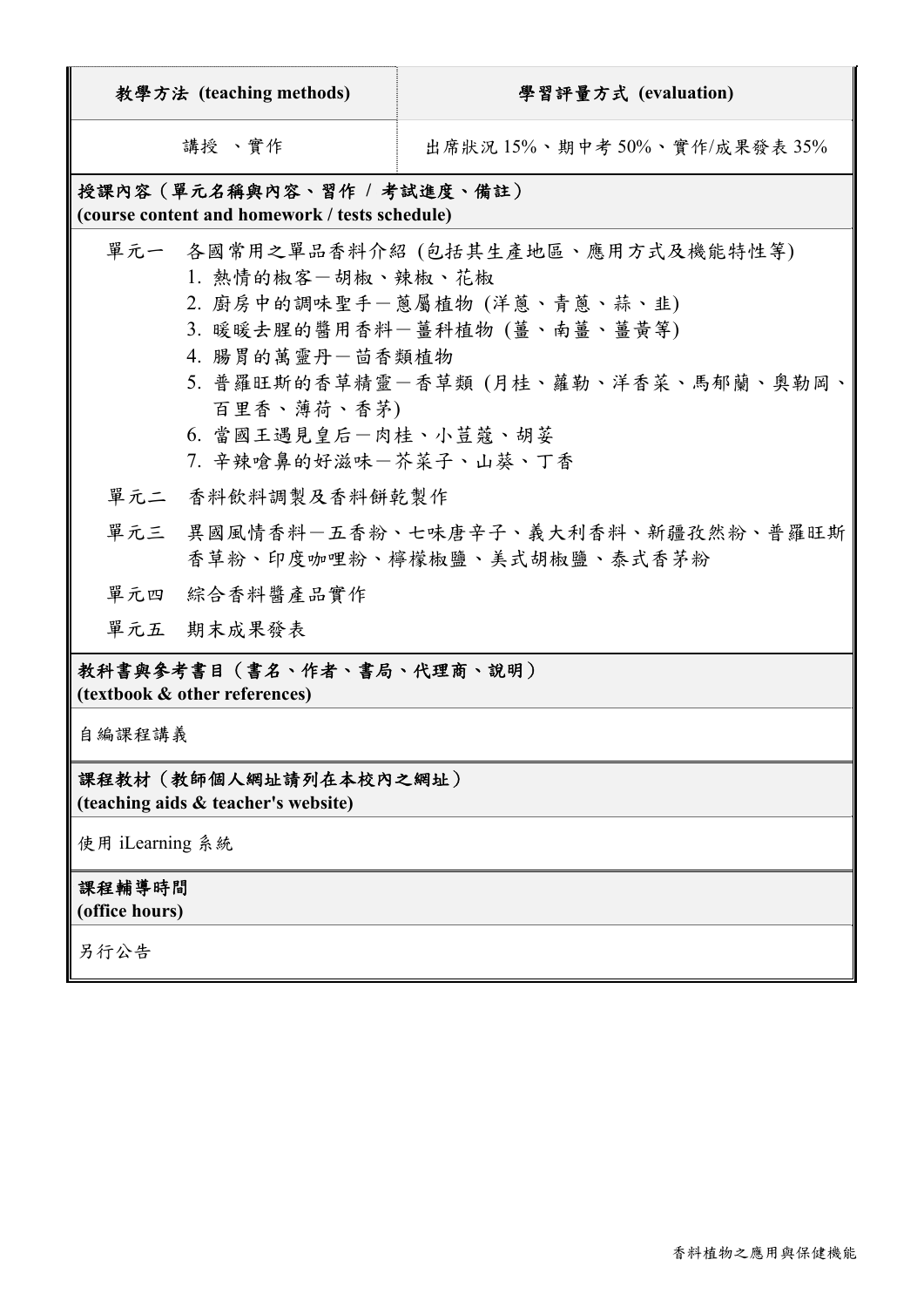| 教學方法 (teaching methods) | 學習評量方式 (evaluation) |
| --- | --- |
| 講授 、實作 | 出席狀況 15%、期中考 50%、實作/成果發表 35% |

**授課內容（單元名稱與內容、習作 / 考試進度、備註）**
**(course content and homework / tests schedule)**

單元一　各國常用之單品香料介紹 (包括其生產地區、應用方式及機能特性等)

1. 熱情的椒客－胡椒、辣椒、花椒
2. 廚房中的調味聖手－蔥屬植物 (洋蔥、青蔥、蒜、韭)
3. 暖暖去腥的醬用香料－薑科植物 (薑、南薑、薑黃等)
4. 腸胃的萬靈丹－茴香類植物
5. 普羅旺斯的香草精靈－香草類 (月桂、蘿勒、洋香菜、馬郁蘭、奧勒岡、百里香、薄荷、香茅)
6. 當國王遇見皇后－肉桂、小荳蔻、胡荽
7. 辛辣嗆鼻的好滋味－芥菜子、山葵、丁香

單元二　香料飲料調製及香料餅乾製作

單元三　異國風情香料－五香粉、七味唐辛子、義大利香料、新疆孜然粉、普羅旺斯香草粉、印度咖哩粉、檸檬椒鹽、美式胡椒鹽、泰式香茅粉

單元四　綜合香料醬產品實作

單元五　期末成果發表

**教科書與參考書目（書名、作者、書局、代理商、說明）**
**(textbook & other references)**

自編課程講義

**課程教材（教師個人網址請列在本校內之網址）**
**(teaching aids & teacher's website)**

使用 iLearning 系統

**課程輔導時間**
**(office hours)**

另行公告